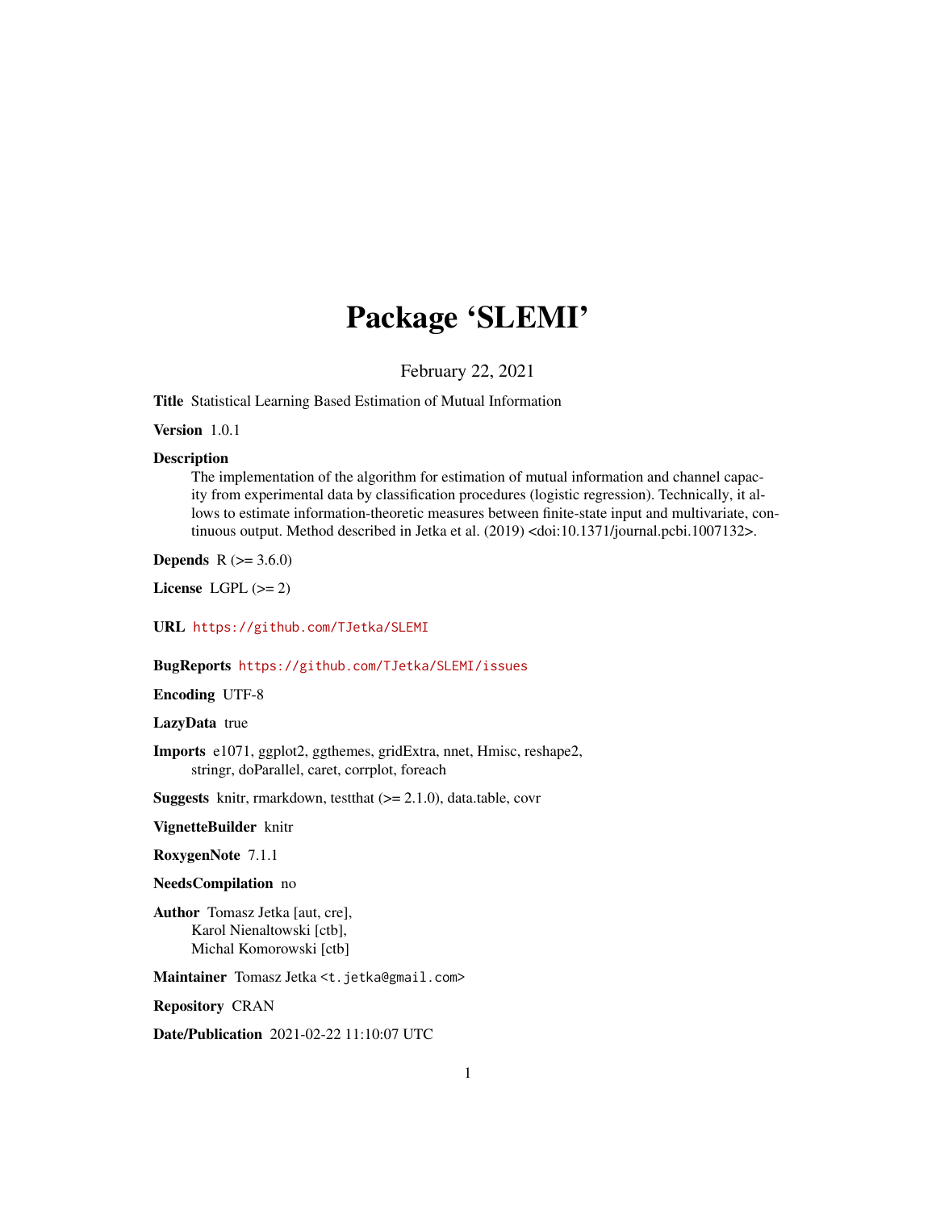# Package 'SLEMI'

February 22, 2021

**Title** Statistical Learning Based Estimation of Mutual Information

**Version** 1.0.1

**Description**
The implementation of the algorithm for estimation of mutual information and channel capacity from experimental data by classification procedures (logistic regression). Technically, it allows to estimate information-theoretic measures between finite-state input and multivariate, continuous output. Method described in Jetka et al. (2019) <doi:10.1371/journal.pcbi.1007132>.

**Depends** R (>= 3.6.0)

**License** LGPL (>= 2)

**URL** https://github.com/TJetka/SLEMI

**BugReports** https://github.com/TJetka/SLEMI/issues

**Encoding** UTF-8

**LazyData** true

**Imports** e1071, ggplot2, ggthemes, gridExtra, nnet, Hmisc, reshape2, stringr, doParallel, caret, corrplot, foreach

**Suggests** knitr, rmarkdown, testthat (>= 2.1.0), data.table, covr

**VignetteBuilder** knitr

**RoxygenNote** 7.1.1

**NeedsCompilation** no

**Author** Tomasz Jetka [aut, cre],
Karol Nienaltowski [ctb],
Michal Komorowski [ctb]

**Maintainer** Tomasz Jetka <t.jetka@gmail.com>

**Repository** CRAN

**Date/Publication** 2021-02-22 11:10:07 UTC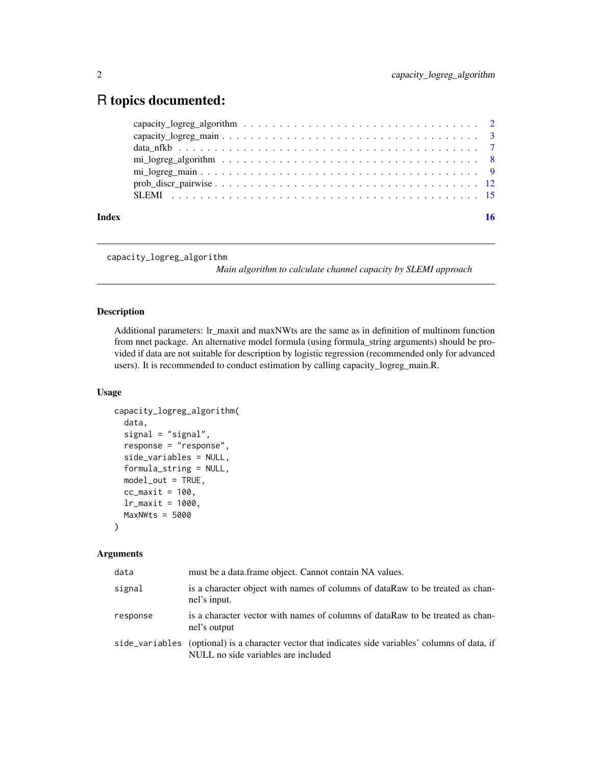# R topics documented:

capacity_logreg_algorithm . . . . . . . . . . . . . . . . . . . . . . . . . . . . . . . . 2
capacity_logreg_main . . . . . . . . . . . . . . . . . . . . . . . . . . . . . . . . . . 3
data_nfkb . . . . . . . . . . . . . . . . . . . . . . . . . . . . . . . . . . . . . . . . 7
mi_logreg_algorithm . . . . . . . . . . . . . . . . . . . . . . . . . . . . . . . . . . 8
mi_logreg_main . . . . . . . . . . . . . . . . . . . . . . . . . . . . . . . . . . . . . 9
prob_discr_pairwise . . . . . . . . . . . . . . . . . . . . . . . . . . . . . . . . . . . 12
SLEMI . . . . . . . . . . . . . . . . . . . . . . . . . . . . . . . . . . . . . . . . . . 15

**Index** **16**

---

## capacity_logreg_algorithm

*Main algorithm to calculate channel capacity by SLEMI approach*

---

### Description

Additional parameters: lr_maxit and maxNWts are the same as in definition of multinom function from nnet package. An alternative model formula (using formula_string arguments) should be provided if data are not suitable for description by logistic regression (recommended only for advanced users). It is recommended to conduct estimation by calling capacity_logreg_main.R.

### Usage

```
capacity_logreg_algorithm(
  data,
  signal = "signal",
  response = "response",
  side_variables = NULL,
  formula_string = NULL,
  model_out = TRUE,
  cc_maxit = 100,
  lr_maxit = 1000,
  MaxNWts = 5000
)
```

### Arguments

| | |
|---|---|
| `data` | must be a data.frame object. Cannot contain NA values. |
| `signal` | is a character object with names of columns of dataRaw to be treated as channel's input. |
| `response` | is a character vector with names of columns of dataRaw to be treated as channel's output |
| `side_variables` | (optional) is a character vector that indicates side variables' columns of data, if NULL no side variables are included |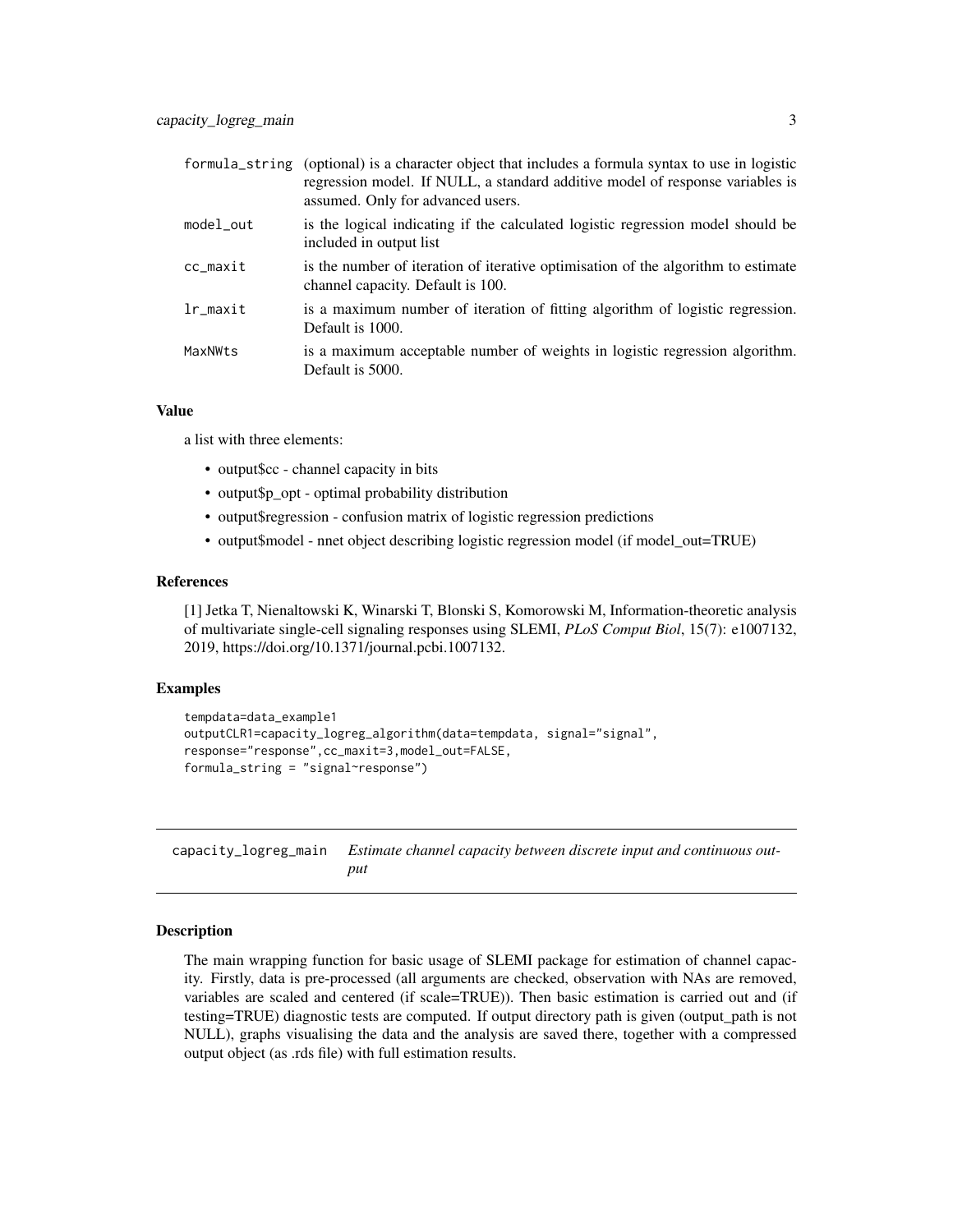| | |
|---|---|
| formula_string | (optional) is a character object that includes a formula syntax to use in logistic regression model. If NULL, a standard additive model of response variables is assumed. Only for advanced users. |
| model_out | is the logical indicating if the calculated logistic regression model should be included in output list |
| cc_maxit | is the number of iteration of iterative optimisation of the algorithm to estimate channel capacity. Default is 100. |
| lr_maxit | is a maximum number of iteration of fitting algorithm of logistic regression. Default is 1000. |
| MaxNWts | is a maximum acceptable number of weights in logistic regression algorithm. Default is 5000. |

### Value

a list with three elements:

- output$cc - channel capacity in bits
- output$p_opt - optimal probability distribution
- output$regression - confusion matrix of logistic regression predictions
- output$model - nnet object describing logistic regression model (if model_out=TRUE)

### References

[1] Jetka T, Nienaltowski K, Winarski T, Blonski S, Komorowski M, Information-theoretic analysis of multivariate single-cell signaling responses using SLEMI, *PLoS Comput Biol*, 15(7): e1007132, 2019, https://doi.org/10.1371/journal.pcbi.1007132.

### Examples

```
tempdata=data_example1
outputCLR1=capacity_logreg_algorithm(data=tempdata, signal="signal",
response="response",cc_maxit=3,model_out=FALSE,
formula_string = "signal~response")
```

---

## capacity_logreg_main *Estimate channel capacity between discrete input and continuous output*

---

### Description

The main wrapping function for basic usage of SLEMI package for estimation of channel capacity. Firstly, data is pre-processed (all arguments are checked, observation with NAs are removed, variables are scaled and centered (if scale=TRUE)). Then basic estimation is carried out and (if testing=TRUE) diagnostic tests are computed. If output directory path is given (output_path is not NULL), graphs visualising the data and the analysis are saved there, together with a compressed output object (as .rds file) with full estimation results.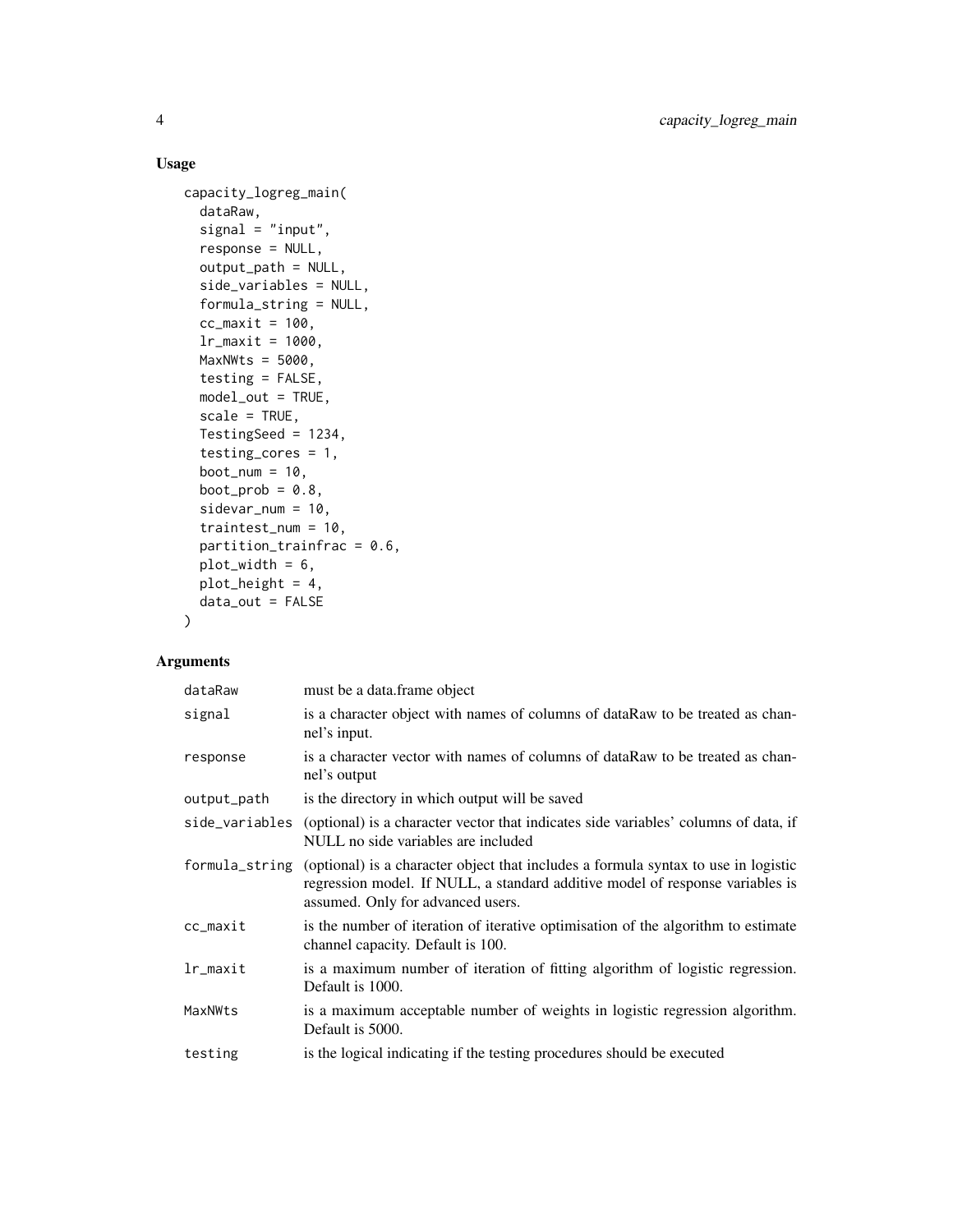## Usage

```
capacity_logreg_main(
  dataRaw,
  signal = "input",
  response = NULL,
  output_path = NULL,
  side_variables = NULL,
  formula_string = NULL,
  cc_maxit = 100,
  lr_maxit = 1000,
  MaxNWts = 5000,
  testing = FALSE,
  model_out = TRUE,
  scale = TRUE,
  TestingSeed = 1234,
  testing_cores = 1,
  boot_num = 10,
  boot_prob = 0.8,
  sidevar_num = 10,
  traintest_num = 10,
  partition_trainfrac = 0.6,
  plot_width = 6,
  plot_height = 4,
  data_out = FALSE
)
```

## Arguments

| | |
|---|---|
| `dataRaw` | must be a data.frame object |
| `signal` | is a character object with names of columns of dataRaw to be treated as channel's input. |
| `response` | is a character vector with names of columns of dataRaw to be treated as channel's output |
| `output_path` | is the directory in which output will be saved |
| `side_variables` | (optional) is a character vector that indicates side variables' columns of data, if NULL no side variables are included |
| `formula_string` | (optional) is a character object that includes a formula syntax to use in logistic regression model. If NULL, a standard additive model of response variables is assumed. Only for advanced users. |
| `cc_maxit` | is the number of iteration of iterative optimisation of the algorithm to estimate channel capacity. Default is 100. |
| `lr_maxit` | is a maximum number of iteration of fitting algorithm of logistic regression. Default is 1000. |
| `MaxNWts` | is a maximum acceptable number of weights in logistic regression algorithm. Default is 5000. |
| `testing` | is the logical indicating if the testing procedures should be executed |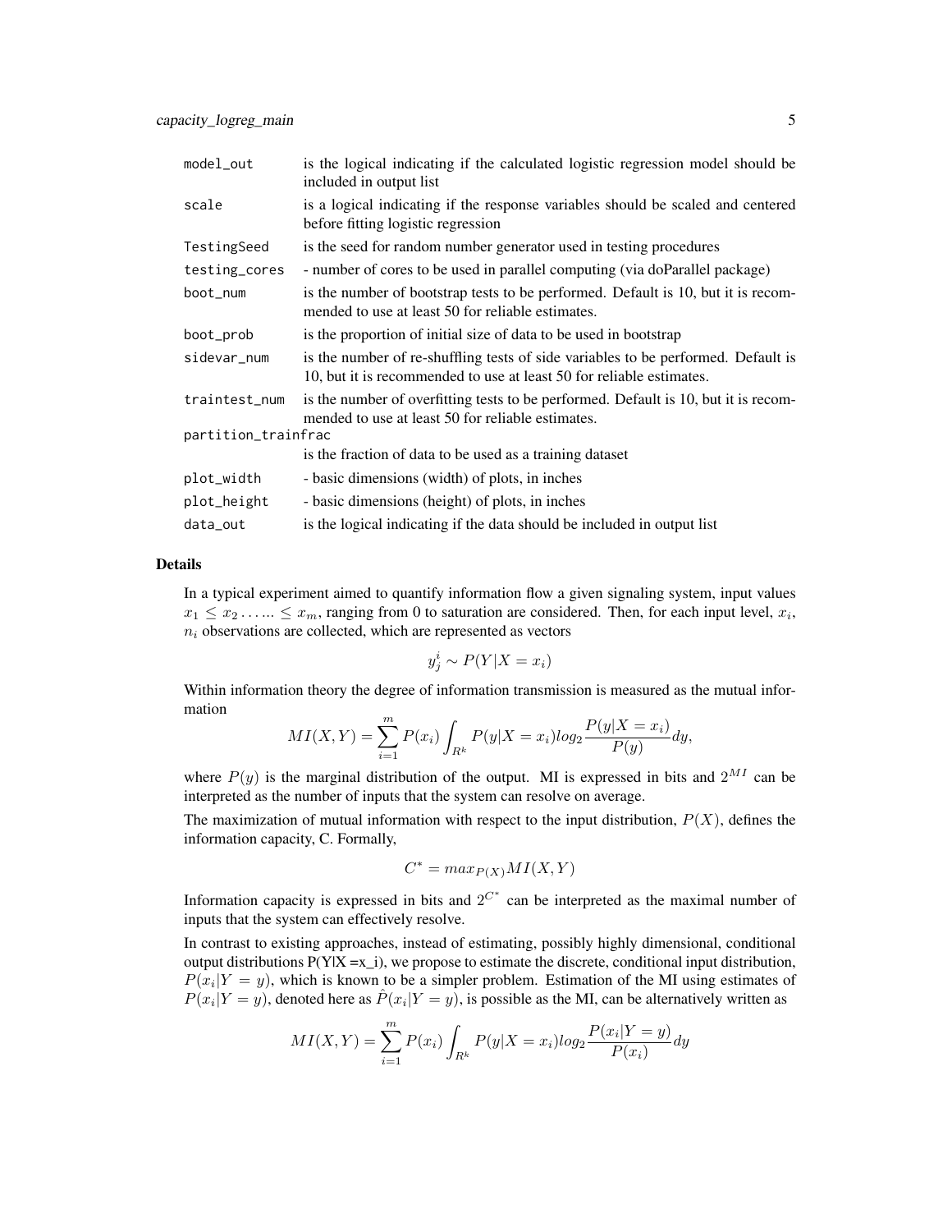| | |
|---|---|
| model_out | is the logical indicating if the calculated logistic regression model should be included in output list |
| scale | is a logical indicating if the response variables should be scaled and centered before fitting logistic regression |
| TestingSeed | is the seed for random number generator used in testing procedures |
| testing_cores | - number of cores to be used in parallel computing (via doParallel package) |
| boot_num | is the number of bootstrap tests to be performed. Default is 10, but it is recommended to use at least 50 for reliable estimates. |
| boot_prob | is the proportion of initial size of data to be used in bootstrap |
| sidevar_num | is the number of re-shuffling tests of side variables to be performed. Default is 10, but it is recommended to use at least 50 for reliable estimates. |
| traintest_num | is the number of overfitting tests to be performed. Default is 10, but it is recommended to use at least 50 for reliable estimates. |
| partition_trainfrac | is the fraction of data to be used as a training dataset |
| plot_width | - basic dimensions (width) of plots, in inches |
| plot_height | - basic dimensions (height) of plots, in inches |
| data_out | is the logical indicating if the data should be included in output list |

### Details

In a typical experiment aimed to quantify information flow a given signaling system, input values $x_1 \leq x_2 \ldots\ldots \leq x_m$, ranging from 0 to saturation are considered. Then, for each input level, $x_i$, $n_i$ observations are collected, which are represented as vectors

$$y^i_j \sim P(Y|X = x_i)$$

Within information theory the degree of information transmission is measured as the mutual information

$$MI(X,Y) = \sum_{i=1}^{m} P(x_i) \int_{R^k} P(y|X = x_i) log_2 \frac{P(y|X = x_i)}{P(y)} dy,$$

where $P(y)$ is the marginal distribution of the output. MI is expressed in bits and $2^{MI}$ can be interpreted as the number of inputs that the system can resolve on average.

The maximization of mutual information with respect to the input distribution, $P(X)$, defines the information capacity, C. Formally,

$$C^* = max_{P(X)} MI(X,Y)$$

Information capacity is expressed in bits and $2^{C^*}$ can be interpreted as the maximal number of inputs that the system can effectively resolve.

In contrast to existing approaches, instead of estimating, possibly highly dimensional, conditional output distributions P(Y|X =x_i), we propose to estimate the discrete, conditional input distribution, $P(x_i|Y = y)$, which is known to be a simpler problem. Estimation of the MI using estimates of $P(x_i|Y = y)$, denoted here as $\hat{P}(x_i|Y = y)$, is possible as the MI, can be alternatively written as

$$MI(X,Y) = \sum_{i=1}^{m} P(x_i) \int_{R^k} P(y|X = x_i) log_2 \frac{P(x_i|Y = y)}{P(x_i)} dy$$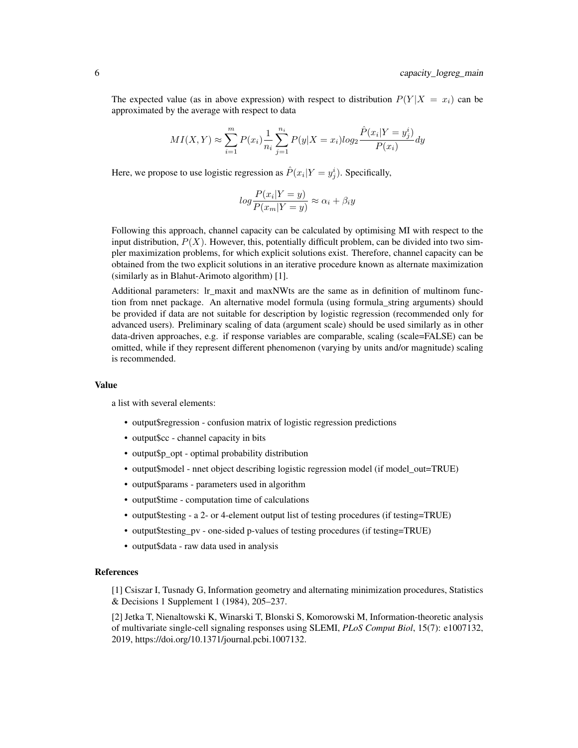The expected value (as in above expression) with respect to distribution $P(Y|X = x_i)$ can be approximated by the average with respect to data

$$MI(X,Y) \approx \sum_{i=1}^{m} P(x_i) \frac{1}{n_i} \sum_{j=1}^{n_i} P(y|X = x_i) log_2 \frac{\hat{P}(x_i|Y = y_j^i)}{P(x_i)} dy$$

Here, we propose to use logistic regression as $\hat{P}(x_i|Y = y_j^i)$. Specifically,

$$log \frac{P(x_i|Y = y)}{P(x_m|Y = y)} \approx \alpha_i + \beta_i y$$

Following this approach, channel capacity can be calculated by optimising MI with respect to the input distribution, $P(X)$. However, this, potentially difficult problem, can be divided into two simpler maximization problems, for which explicit solutions exist. Therefore, channel capacity can be obtained from the two explicit solutions in an iterative procedure known as alternate maximization (similarly as in Blahut-Arimoto algorithm) [1].

Additional parameters: lr_maxit and maxNWts are the same as in definition of multinom function from nnet package. An alternative model formula (using formula_string arguments) should be provided if data are not suitable for description by logistic regression (recommended only for advanced users). Preliminary scaling of data (argument scale) should be used similarly as in other data-driven approaches, e.g. if response variables are comparable, scaling (scale=FALSE) can be omitted, while if they represent different phenomenon (varying by units and/or magnitude) scaling is recommended.

## Value

a list with several elements:

- output$regression - confusion matrix of logistic regression predictions
- output$cc - channel capacity in bits
- output$p_opt - optimal probability distribution
- output$model - nnet object describing logistic regression model (if model_out=TRUE)
- output$params - parameters used in algorithm
- output$time - computation time of calculations
- output$testing - a 2- or 4-element output list of testing procedures (if testing=TRUE)
- output$testing_pv - one-sided p-values of testing procedures (if testing=TRUE)
- output$data - raw data used in analysis

## References

[1] Csiszar I, Tusnady G, Information geometry and alternating minimization procedures, Statistics & Decisions 1 Supplement 1 (1984), 205–237.

[2] Jetka T, Nienaltowski K, Winarski T, Blonski S, Komorowski M, Information-theoretic analysis of multivariate single-cell signaling responses using SLEMI, *PLoS Comput Biol*, 15(7): e1007132, 2019, https://doi.org/10.1371/journal.pcbi.1007132.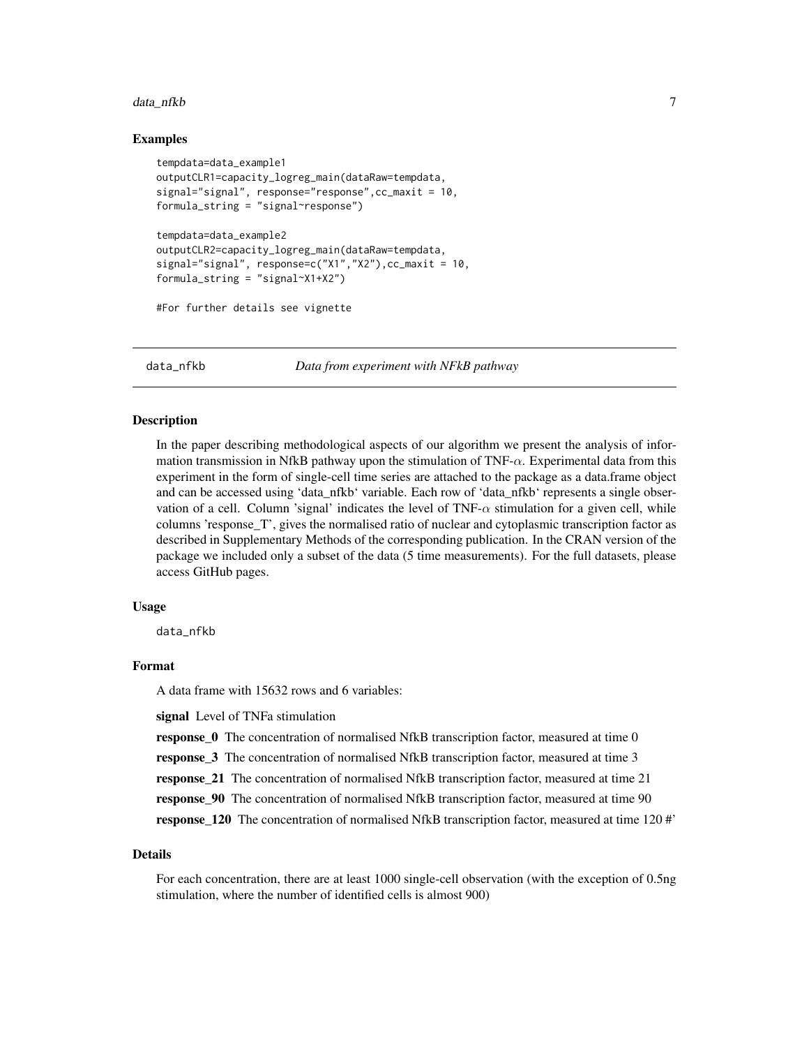### Examples

```
tempdata=data_example1
outputCLR1=capacity_logreg_main(dataRaw=tempdata,
signal="signal", response="response",cc_maxit = 10,
formula_string = "signal~response")

tempdata=data_example2
outputCLR2=capacity_logreg_main(dataRaw=tempdata,
signal="signal", response=c("X1","X2"),cc_maxit = 10,
formula_string = "signal~X1+X2")

#For further details see vignette
```

---

## data_nfkb — *Data from experiment with NFkB pathway*

### Description

In the paper describing methodological aspects of our algorithm we present the analysis of information transmission in NfkB pathway upon the stimulation of TNF-$\alpha$. Experimental data from this experiment in the form of single-cell time series are attached to the package as a data.frame object and can be accessed using 'data_nfkb' variable. Each row of 'data_nfkb' represents a single observation of a cell. Column 'signal' indicates the level of TNF-$\alpha$ stimulation for a given cell, while columns 'response_T', gives the normalised ratio of nuclear and cytoplasmic transcription factor as described in Supplementary Methods of the corresponding publication. In the CRAN version of the package we included only a subset of the data (5 time measurements). For the full datasets, please access GitHub pages.

### Usage

```
data_nfkb
```

### Format

A data frame with 15632 rows and 6 variables:

**signal** Level of TNFa stimulation

**response_0** The concentration of normalised NfkB transcription factor, measured at time 0

**response_3** The concentration of normalised NfkB transcription factor, measured at time 3

**response_21** The concentration of normalised NfkB transcription factor, measured at time 21

**response_90** The concentration of normalised NfkB transcription factor, measured at time 90

**response_120** The concentration of normalised NfkB transcription factor, measured at time 120 #'

### Details

For each concentration, there are at least 1000 single-cell observation (with the exception of 0.5ng stimulation, where the number of identified cells is almost 900)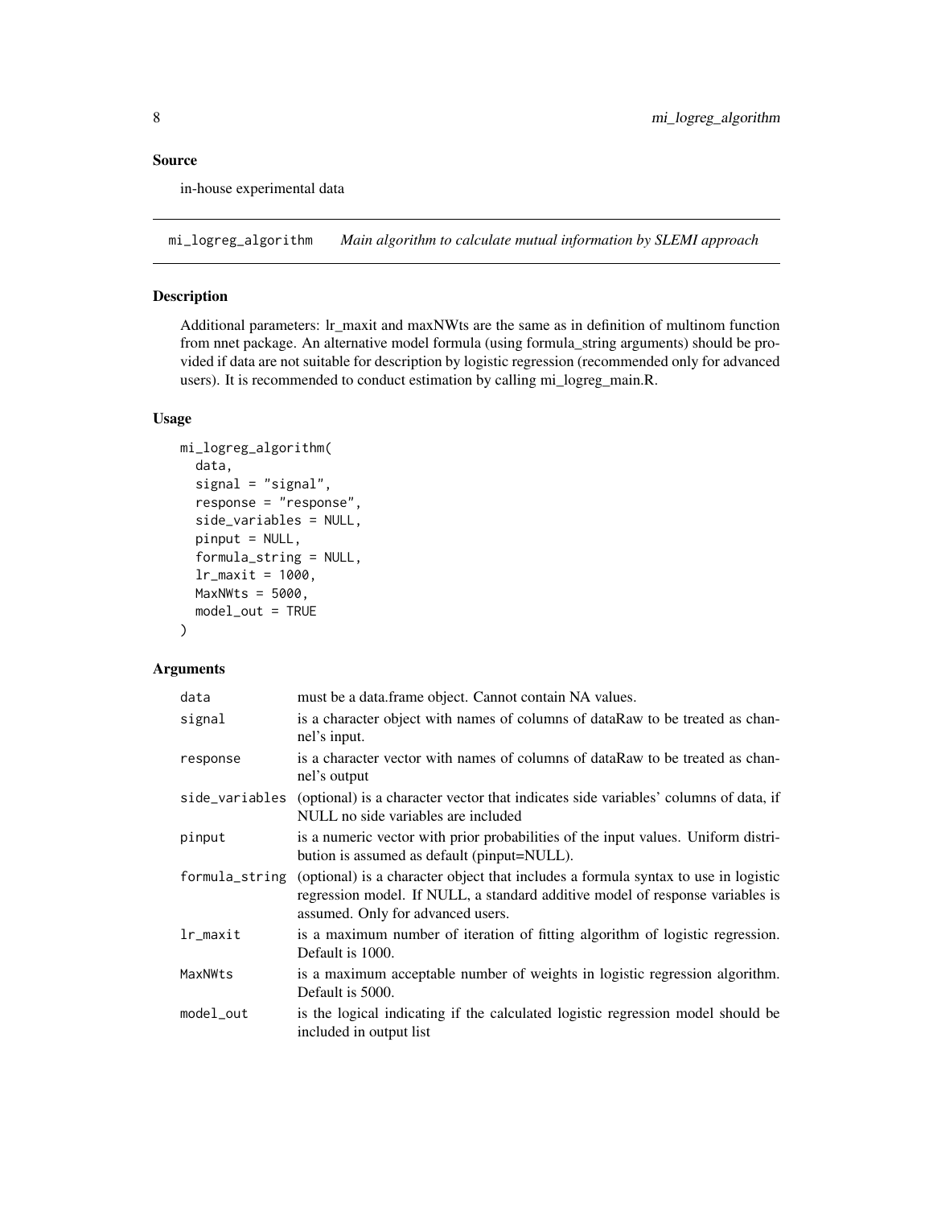## Source

in-house experimental data

## mi_logreg_algorithm — *Main algorithm to calculate mutual information by SLEMI approach*

### Description

Additional parameters: lr_maxit and maxNWts are the same as in definition of multinom function from nnet package. An alternative model formula (using formula_string arguments) should be provided if data are not suitable for description by logistic regression (recommended only for advanced users). It is recommended to conduct estimation by calling mi_logreg_main.R.

### Usage

```
mi_logreg_algorithm(
  data,
  signal = "signal",
  response = "response",
  side_variables = NULL,
  pinput = NULL,
  formula_string = NULL,
  lr_maxit = 1000,
  MaxNWts = 5000,
  model_out = TRUE
)
```

### Arguments

| Argument | Description |
|---|---|
| `data` | must be a data.frame object. Cannot contain NA values. |
| `signal` | is a character object with names of columns of dataRaw to be treated as channel's input. |
| `response` | is a character vector with names of columns of dataRaw to be treated as channel's output |
| `side_variables` | (optional) is a character vector that indicates side variables' columns of data, if NULL no side variables are included |
| `pinput` | is a numeric vector with prior probabilities of the input values. Uniform distribution is assumed as default (pinput=NULL). |
| `formula_string` | (optional) is a character object that includes a formula syntax to use in logistic regression model. If NULL, a standard additive model of response variables is assumed. Only for advanced users. |
| `lr_maxit` | is a maximum number of iteration of fitting algorithm of logistic regression. Default is 1000. |
| `MaxNWts` | is a maximum acceptable number of weights in logistic regression algorithm. Default is 5000. |
| `model_out` | is the logical indicating if the calculated logistic regression model should be included in output list |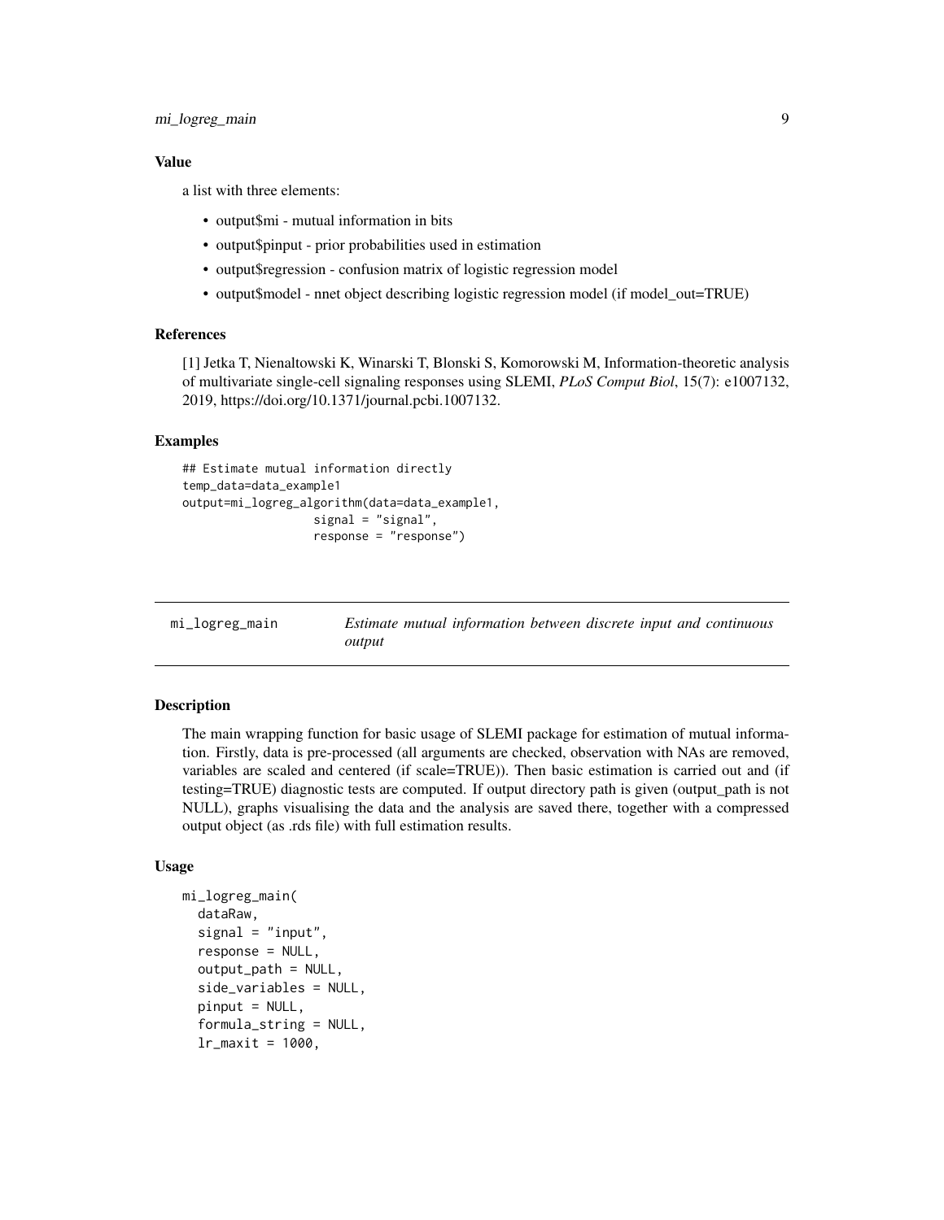### Value

a list with three elements:

- output$mi - mutual information in bits
- output$pinput - prior probabilities used in estimation
- output$regression - confusion matrix of logistic regression model
- output$model - nnet object describing logistic regression model (if model_out=TRUE)

### References

[1] Jetka T, Nienaltowski K, Winarski T, Blonski S, Komorowski M, Information-theoretic analysis of multivariate single-cell signaling responses using SLEMI, *PLoS Comput Biol*, 15(7): e1007132, 2019, https://doi.org/10.1371/journal.pcbi.1007132.

### Examples

```
## Estimate mutual information directly
temp_data=data_example1
output=mi_logreg_algorithm(data=data_example1,
                   signal = "signal",
                   response = "response")
```

---

## mi_logreg_main — *Estimate mutual information between discrete input and continuous output*

### Description

The main wrapping function for basic usage of SLEMI package for estimation of mutual information. Firstly, data is pre-processed (all arguments are checked, observation with NAs are removed, variables are scaled and centered (if scale=TRUE)). Then basic estimation is carried out and (if testing=TRUE) diagnostic tests are computed. If output directory path is given (output_path is not NULL), graphs visualising the data and the analysis are saved there, together with a compressed output object (as .rds file) with full estimation results.

### Usage

```
mi_logreg_main(
  dataRaw,
  signal = "input",
  response = NULL,
  output_path = NULL,
  side_variables = NULL,
  pinput = NULL,
  formula_string = NULL,
  lr_maxit = 1000,
```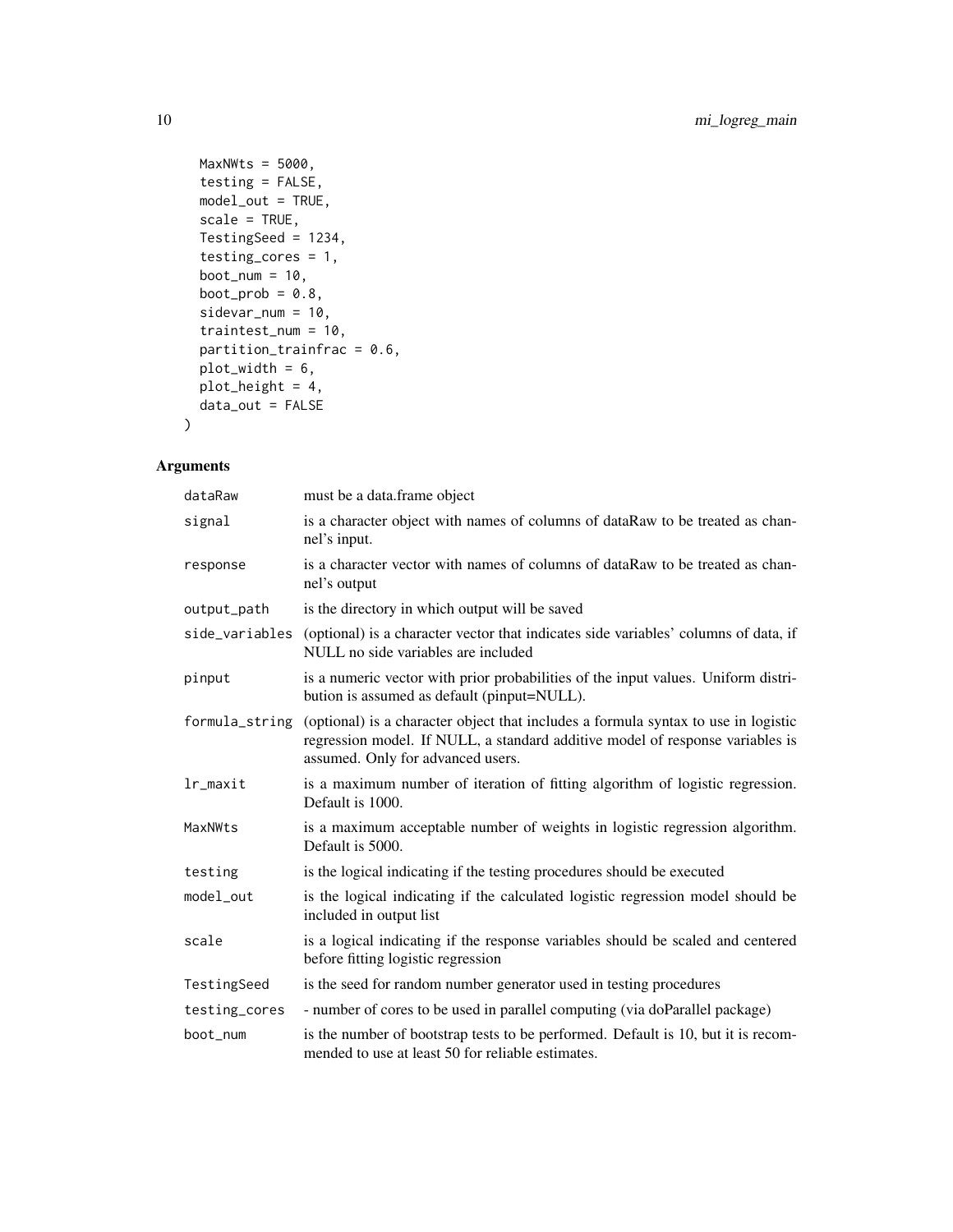```
  MaxNWts = 5000,
  testing = FALSE,
  model_out = TRUE,
  scale = TRUE,
  TestingSeed = 1234,
  testing_cores = 1,
  boot_num = 10,
  boot_prob = 0.8,
  sidevar_num = 10,
  traintest_num = 10,
  partition_trainfrac = 0.6,
  plot_width = 6,
  plot_height = 4,
  data_out = FALSE
)
```

## Arguments

| | |
|---|---|
| `dataRaw` | must be a data.frame object |
| `signal` | is a character object with names of columns of dataRaw to be treated as channel's input. |
| `response` | is a character vector with names of columns of dataRaw to be treated as channel's output |
| `output_path` | is the directory in which output will be saved |
| `side_variables` | (optional) is a character vector that indicates side variables' columns of data, if NULL no side variables are included |
| `pinput` | is a numeric vector with prior probabilities of the input values. Uniform distribution is assumed as default (pinput=NULL). |
| `formula_string` | (optional) is a character object that includes a formula syntax to use in logistic regression model. If NULL, a standard additive model of response variables is assumed. Only for advanced users. |
| `lr_maxit` | is a maximum number of iteration of fitting algorithm of logistic regression. Default is 1000. |
| `MaxNWts` | is a maximum acceptable number of weights in logistic regression algorithm. Default is 5000. |
| `testing` | is the logical indicating if the testing procedures should be executed |
| `model_out` | is the logical indicating if the calculated logistic regression model should be included in output list |
| `scale` | is a logical indicating if the response variables should be scaled and centered before fitting logistic regression |
| `TestingSeed` | is the seed for random number generator used in testing procedures |
| `testing_cores` | - number of cores to be used in parallel computing (via doParallel package) |
| `boot_num` | is the number of bootstrap tests to be performed. Default is 10, but it is recommended to use at least 50 for reliable estimates. |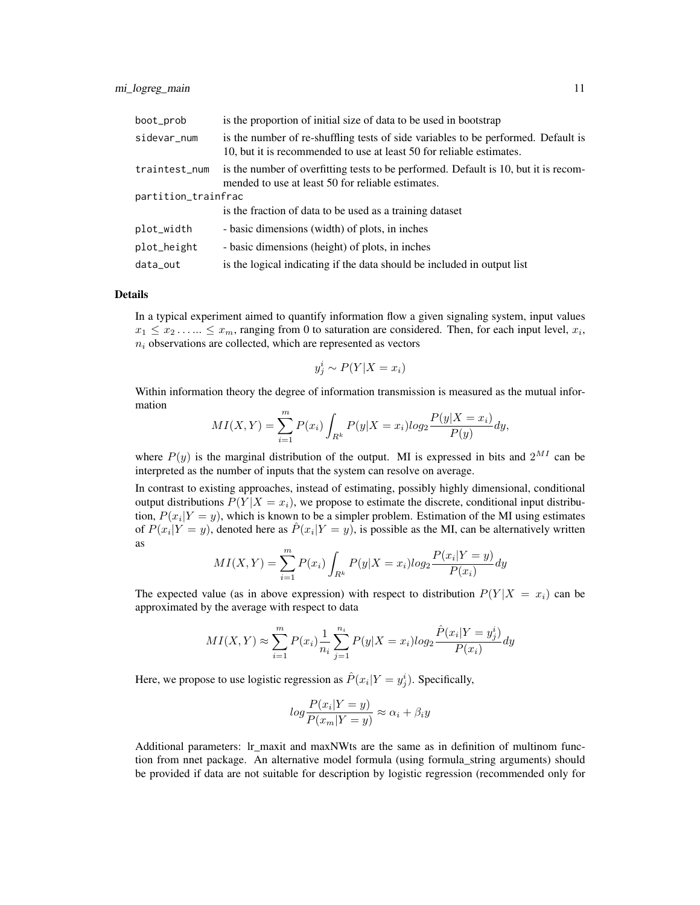| | |
|---|---|
| boot_prob | is the proportion of initial size of data to be used in bootstrap |
| sidevar_num | is the number of re-shuffling tests of side variables to be performed. Default is 10, but it is recommended to use at least 50 for reliable estimates. |
| traintest_num | is the number of overfitting tests to be performed. Default is 10, but it is recommended to use at least 50 for reliable estimates. |
| partition_trainfrac | is the fraction of data to be used as a training dataset |
| plot_width | - basic dimensions (width) of plots, in inches |
| plot_height | - basic dimensions (height) of plots, in inches |
| data_out | is the logical indicating if the data should be included in output list |

## Details

In a typical experiment aimed to quantify information flow a given signaling system, input values $x_1 \leq x_2 \ldots\ldots \leq x_m$, ranging from 0 to saturation are considered. Then, for each input level, $x_i$, $n_i$ observations are collected, which are represented as vectors

$$y^i_j \sim P(Y|X = x_i)$$

Within information theory the degree of information transmission is measured as the mutual information

$$MI(X,Y) = \sum_{i=1}^{m} P(x_i) \int_{R^k} P(y|X = x_i) log_2 \frac{P(y|X = x_i)}{P(y)} dy,$$

where $P(y)$ is the marginal distribution of the output. MI is expressed in bits and $2^{MI}$ can be interpreted as the number of inputs that the system can resolve on average.

In contrast to existing approaches, instead of estimating, possibly highly dimensional, conditional output distributions $P(Y|X = x_i)$, we propose to estimate the discrete, conditional input distribution, $P(x_i|Y = y)$, which is known to be a simpler problem. Estimation of the MI using estimates of $P(x_i|Y = y)$, denoted here as $\hat{P}(x_i|Y = y)$, is possible as the MI, can be alternatively written as

$$MI(X,Y) = \sum_{i=1}^{m} P(x_i) \int_{R^k} P(y|X = x_i) log_2 \frac{P(x_i|Y = y)}{P(x_i)} dy$$

The expected value (as in above expression) with respect to distribution $P(Y|X = x_i)$ can be approximated by the average with respect to data

$$MI(X,Y) \approx \sum_{i=1}^{m} P(x_i) \frac{1}{n_i} \sum_{j=1}^{n_i} P(y|X = x_i) log_2 \frac{\hat{P}(x_i|Y = y^i_j)}{P(x_i)} dy$$

Here, we propose to use logistic regression as $\hat{P}(x_i|Y = y^i_j)$. Specifically,

$$log \frac{P(x_i|Y = y)}{P(x_m|Y = y)} \approx \alpha_i + \beta_i y$$

Additional parameters: lr_maxit and maxNWts are the same as in definition of multinom function from nnet package. An alternative model formula (using formula_string arguments) should be provided if data are not suitable for description by logistic regression (recommended only for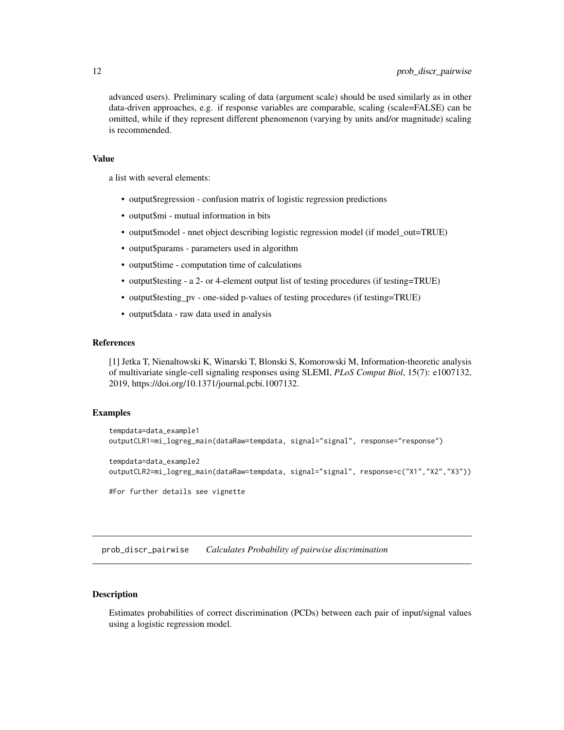advanced users). Preliminary scaling of data (argument scale) should be used similarly as in other data-driven approaches, e.g. if response variables are comparable, scaling (scale=FALSE) can be omitted, while if they represent different phenomenon (varying by units and/or magnitude) scaling is recommended.

### Value

a list with several elements:

- output$regression - confusion matrix of logistic regression predictions
- output$mi - mutual information in bits
- output$model - nnet object describing logistic regression model (if model_out=TRUE)
- output$params - parameters used in algorithm
- output$time - computation time of calculations
- output$testing - a 2- or 4-element output list of testing procedures (if testing=TRUE)
- output$testing_pv - one-sided p-values of testing procedures (if testing=TRUE)
- output$data - raw data used in analysis

### References

[1] Jetka T, Nienaltowski K, Winarski T, Blonski S, Komorowski M, Information-theoretic analysis of multivariate single-cell signaling responses using SLEMI, *PLoS Comput Biol*, 15(7): e1007132, 2019, https://doi.org/10.1371/journal.pcbi.1007132.

### Examples

```
tempdata=data_example1
outputCLR1=mi_logreg_main(dataRaw=tempdata, signal="signal", response="response")

tempdata=data_example2
outputCLR2=mi_logreg_main(dataRaw=tempdata, signal="signal", response=c("X1","X2","X3"))

#For further details see vignette
```

## prob_discr_pairwise *Calculates Probability of pairwise discrimination*

### Description

Estimates probabilities of correct discrimination (PCDs) between each pair of input/signal values using a logistic regression model.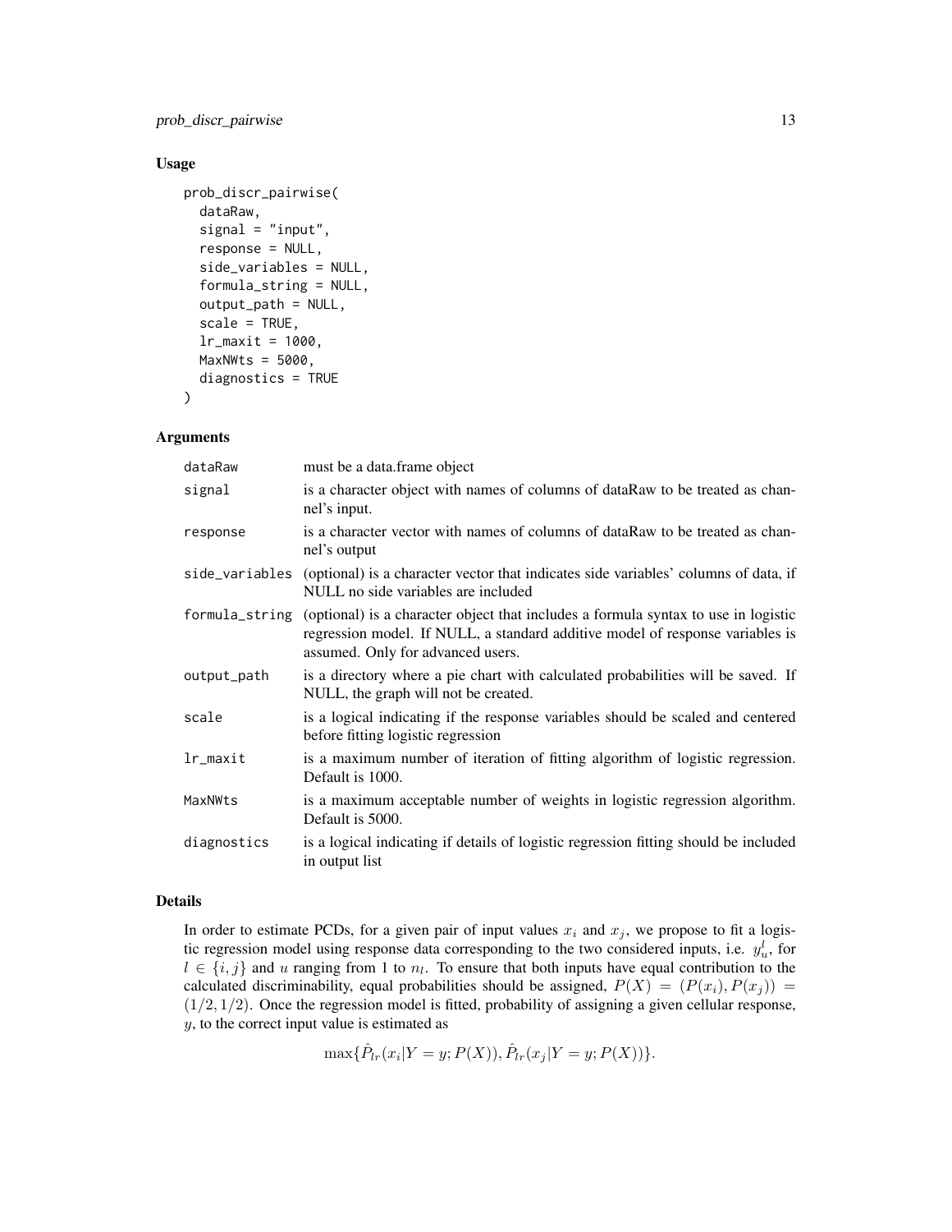## Usage

```
prob_discr_pairwise(
  dataRaw,
  signal = "input",
  response = NULL,
  side_variables = NULL,
  formula_string = NULL,
  output_path = NULL,
  scale = TRUE,
  lr_maxit = 1000,
  MaxNWts = 5000,
  diagnostics = TRUE
)
```

## Arguments

| | |
|---|---|
| `dataRaw` | must be a data.frame object |
| `signal` | is a character object with names of columns of dataRaw to be treated as channel's input. |
| `response` | is a character vector with names of columns of dataRaw to be treated as channel's output |
| `side_variables` | (optional) is a character vector that indicates side variables' columns of data, if NULL no side variables are included |
| `formula_string` | (optional) is a character object that includes a formula syntax to use in logistic regression model. If NULL, a standard additive model of response variables is assumed. Only for advanced users. |
| `output_path` | is a directory where a pie chart with calculated probabilities will be saved. If NULL, the graph will not be created. |
| `scale` | is a logical indicating if the response variables should be scaled and centered before fitting logistic regression |
| `lr_maxit` | is a maximum number of iteration of fitting algorithm of logistic regression. Default is 1000. |
| `MaxNWts` | is a maximum acceptable number of weights in logistic regression algorithm. Default is 5000. |
| `diagnostics` | is a logical indicating if details of logistic regression fitting should be included in output list |

## Details

In order to estimate PCDs, for a given pair of input values $x_i$ and $x_j$, we propose to fit a logistic regression model using response data corresponding to the two considered inputs, i.e. $y_u^l$, for $l \in \{i, j\}$ and $u$ ranging from 1 to $n_l$. To ensure that both inputs have equal contribution to the calculated discriminability, equal probabilities should be assigned, $P(X) = (P(x_i), P(x_j)) = (1/2, 1/2)$. Once the regression model is fitted, probability of assigning a given cellular response, $y$, to the correct input value is estimated as

$$\max\{\hat{P}_{lr}(x_i|Y = y; P(X)), \hat{P}_{lr}(x_j|Y = y; P(X))\}.$$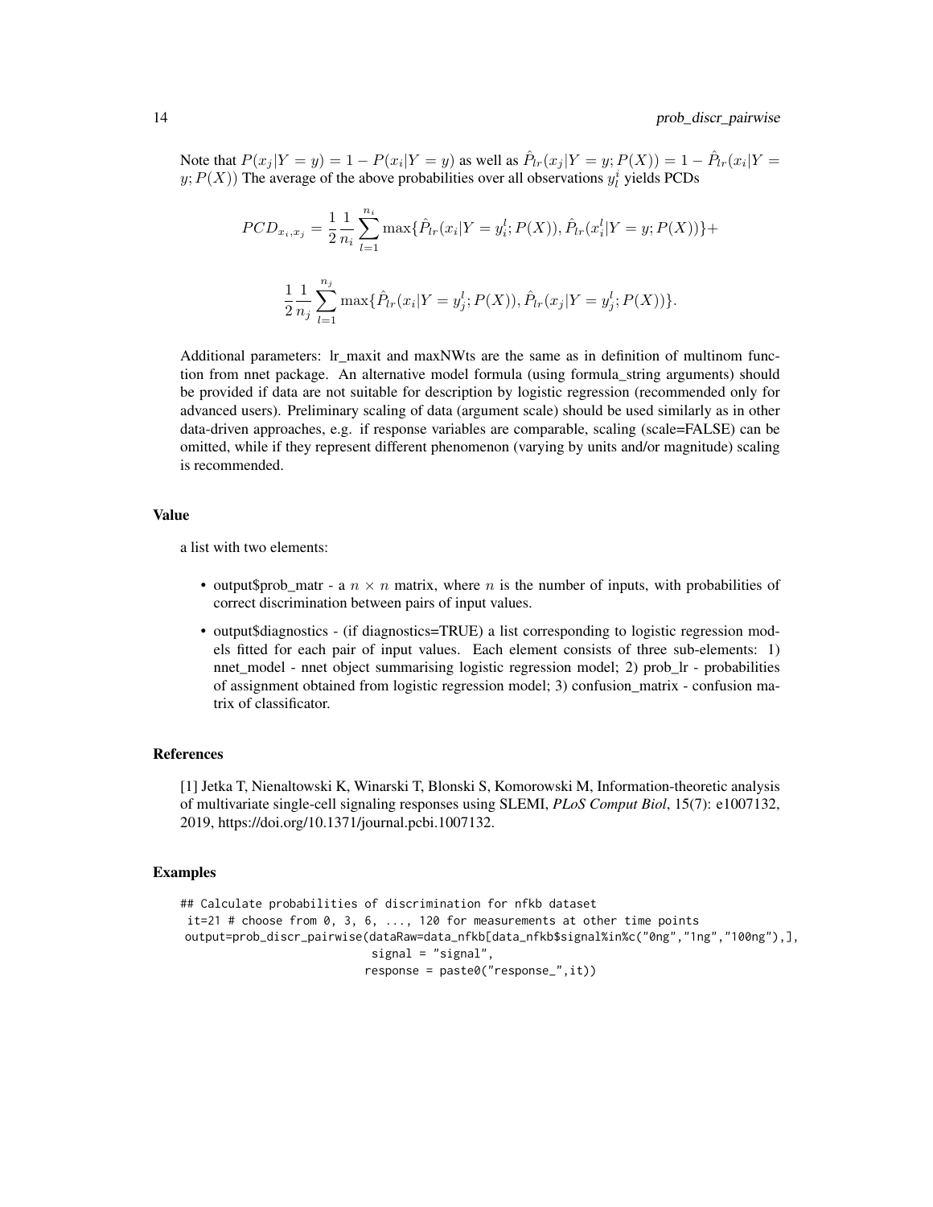Note that $P(x_j|Y=y) = 1 - P(x_i|Y=y)$ as well as $\hat{P}_{lr}(x_j|Y=y;P(X)) = 1 - \hat{P}_{lr}(x_i|Y=y;P(X))$ The average of the above probabilities over all observations $y_l^i$ yields PCDs

$$PCD_{x_i,x_j} = \frac{1}{2}\frac{1}{n_i}\sum_{l=1}^{n_i} \max\{\hat{P}_{lr}(x_i|Y=y_i^l;P(X)), \hat{P}_{lr}(x_i^l|Y=y;P(X))\}+$$

$$\frac{1}{2}\frac{1}{n_j}\sum_{l=1}^{n_j} \max\{\hat{P}_{lr}(x_i|Y=y_j^l;P(X)), \hat{P}_{lr}(x_j|Y=y_j^l;P(X))\}.$$

Additional parameters: lr_maxit and maxNWts are the same as in definition of multinom function from nnet package. An alternative model formula (using formula_string arguments) should be provided if data are not suitable for description by logistic regression (recommended only for advanced users). Preliminary scaling of data (argument scale) should be used similarly as in other data-driven approaches, e.g. if response variables are comparable, scaling (scale=FALSE) can be omitted, while if they represent different phenomenon (varying by units and/or magnitude) scaling is recommended.

### Value

a list with two elements:

- output$prob_matr - a $n \times n$ matrix, where $n$ is the number of inputs, with probabilities of correct discrimination between pairs of input values.
- output$diagnostics - (if diagnostics=TRUE) a list corresponding to logistic regression models fitted for each pair of input values. Each element consists of three sub-elements: 1) nnet_model - nnet object summarising logistic regression model; 2) prob_lr - probabilities of assignment obtained from logistic regression model; 3) confusion_matrix - confusion matrix of classificator.

### References

[1] Jetka T, Nienaltowski K, Winarski T, Blonski S, Komorowski M, Information-theoretic analysis of multivariate single-cell signaling responses using SLEMI, *PLoS Comput Biol*, 15(7): e1007132, 2019, https://doi.org/10.1371/journal.pcbi.1007132.

### Examples

```
## Calculate probabilities of discrimination for nfkb dataset
 it=21 # choose from 0, 3, 6, ..., 120 for measurements at other time points
 output=prob_discr_pairwise(dataRaw=data_nfkb[data_nfkb$signal%in%c("0ng","1ng","100ng"),],
                             signal = "signal",
                            response = paste0("response_",it))
```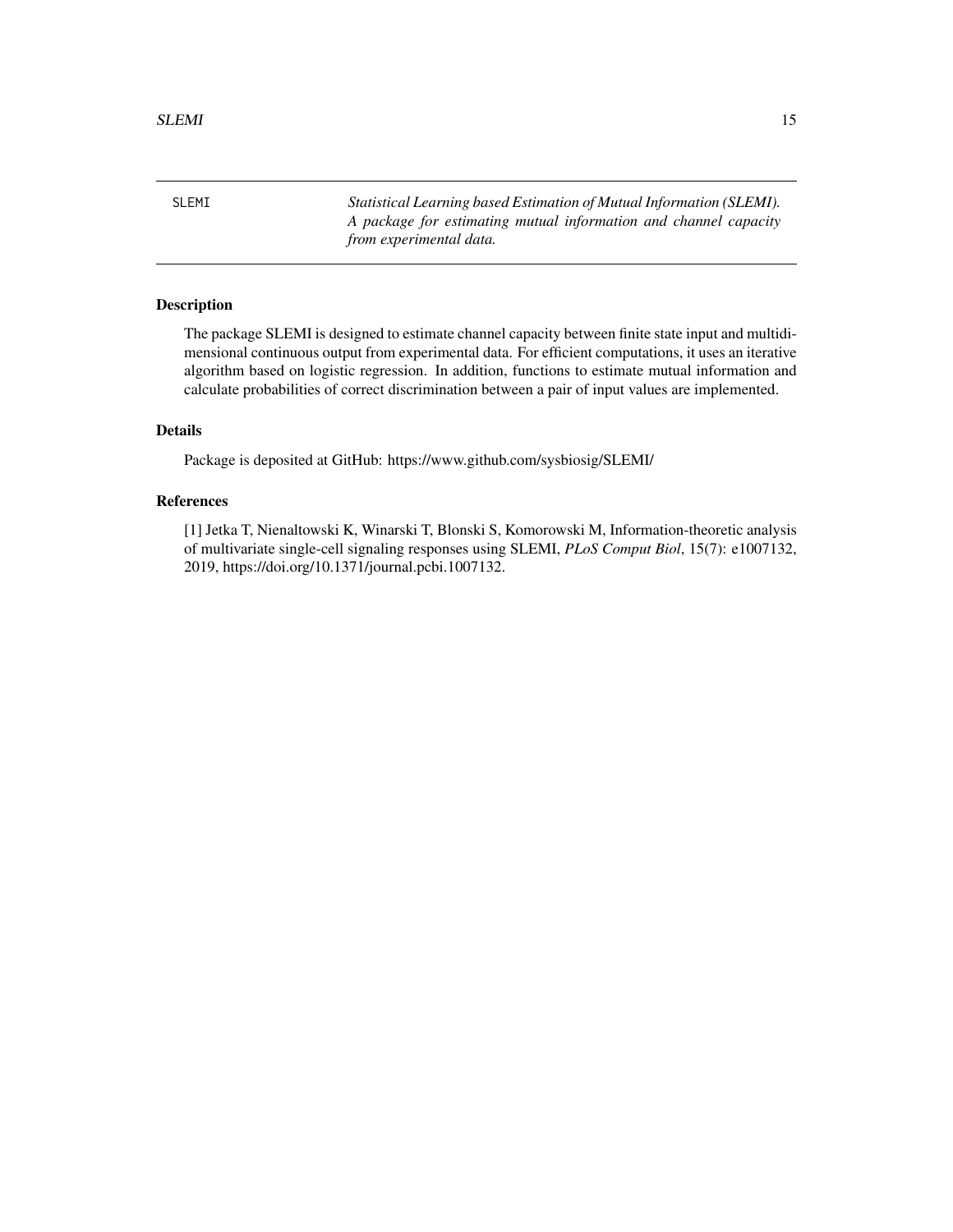## SLEMI

*Statistical Learning based Estimation of Mutual Information (SLEMI). A package for estimating mutual information and channel capacity from experimental data.*

### Description

The package SLEMI is designed to estimate channel capacity between finite state input and multidimensional continuous output from experimental data. For efficient computations, it uses an iterative algorithm based on logistic regression. In addition, functions to estimate mutual information and calculate probabilities of correct discrimination between a pair of input values are implemented.

### Details

Package is deposited at GitHub: https://www.github.com/sysbiosig/SLEMI/

### References

[1] Jetka T, Nienaltowski K, Winarski T, Blonski S, Komorowski M, Information-theoretic analysis of multivariate single-cell signaling responses using SLEMI, *PLoS Comput Biol*, 15(7): e1007132, 2019, https://doi.org/10.1371/journal.pcbi.1007132.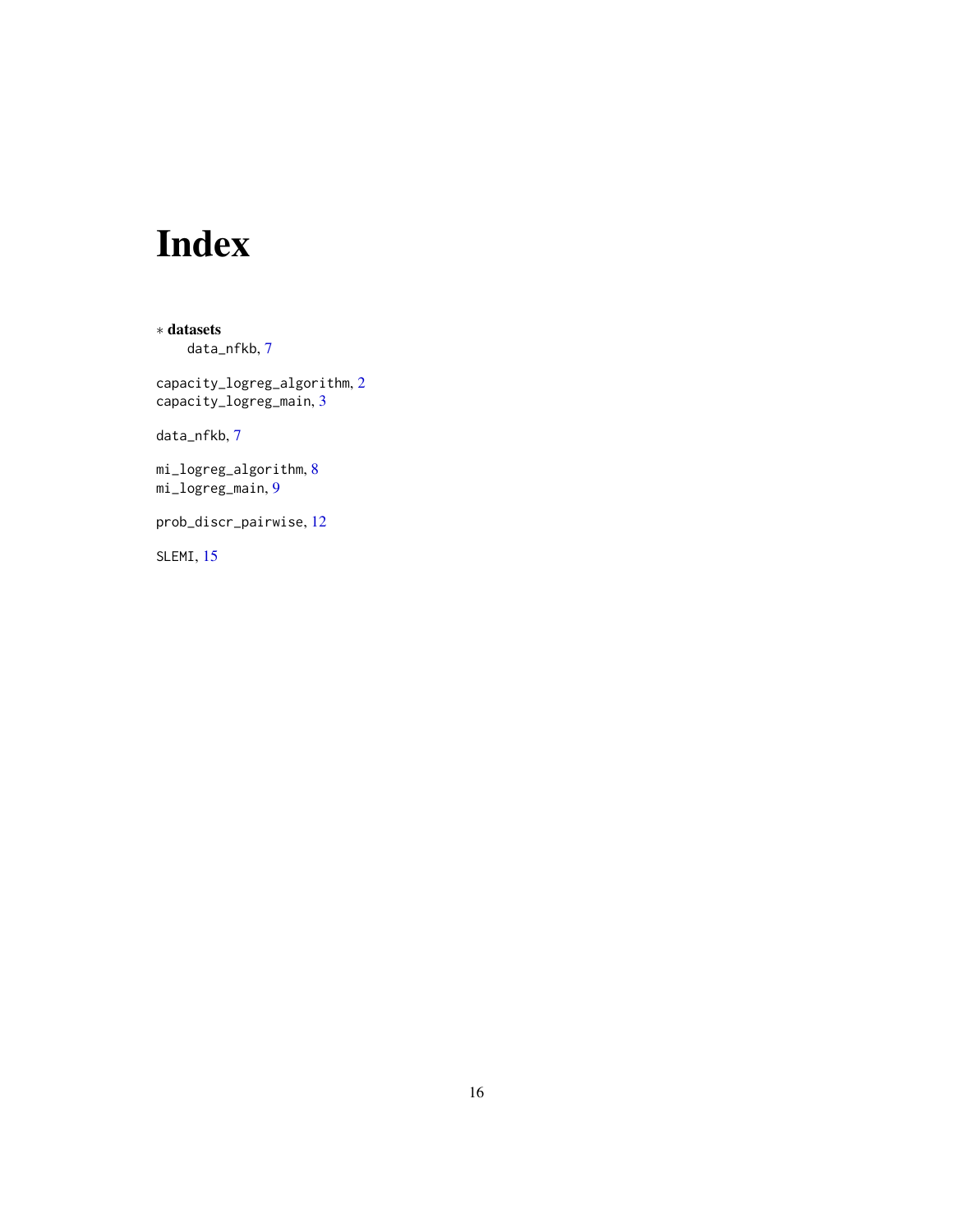# Index

∗ **datasets**
    data_nfkb, 7

capacity_logreg_algorithm, 2
capacity_logreg_main, 3

data_nfkb, 7

mi_logreg_algorithm, 8
mi_logreg_main, 9

prob_discr_pairwise, 12

SLEMI, 15